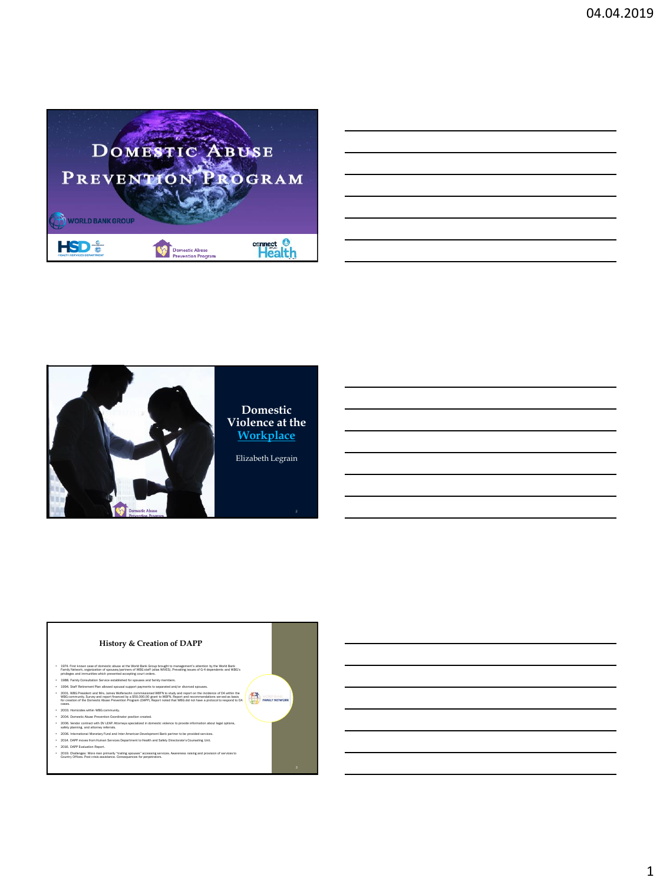# Domestic Abuse Prevention Program

WORLD BANK GROUP

HSD HEALTH SERVICES DEPARTMENT

Domestic Abuse Prevention Program

connect Health

## Domestic Violence at the Workplace

Elizabeth Legrain

Domestic Abuse Prevention Program

## History & Creation of DAPP

- 1974. First known case of domestic abuse at the World Bank Group brought to management's attention by the World Bank Family Network, organization of spouses/partners of WBG staff (alias WIVES). Prevailing issues of G-4 dependents and WBG's privileges and immunities which prevented accepting court orders.
- 1988. Family Consultation Service established for spouses and family members.
- 1994. Staff Retirement Plan allowed spousal support payments to separated and/or divorced spouses.
- 2001. WBG President and Mrs. James Wolfensohn commissioned WBFN to study and report on the incidence of DA within the WBG community. Survey and report financed by a $50,000.00 grant to WBFN. Report and recommendations served as basis for creation of the Domestic Abuse Prevention Program (DAPP). Report noted that WBG did not have a protocol to respond to DA cases.
- 2003. Homicides within WBG community.
- 2004. Domestic Abuse Prevention Coordinator position created.
- 2006. Vendor contract with DV LEAP. Attorneys specialized in domestic violence to provide information about legal options, safety planning, and attorney referrals.
- 2006. International Monetary Fund and Inter-American Development Bank partner to be provided services.
- 2014. DAPP moves from Human Services Department to Health and Safety Directorate's Counseling Unit.
- 2016. DAPP Evaluation Report.
- 2019. Challenges: More men primarily "trailing spouses" accessing services. Awareness raising and provision of services to Country Offices. Post crisis assistance. Consequences for perpetrators.

FAMILY NETWORK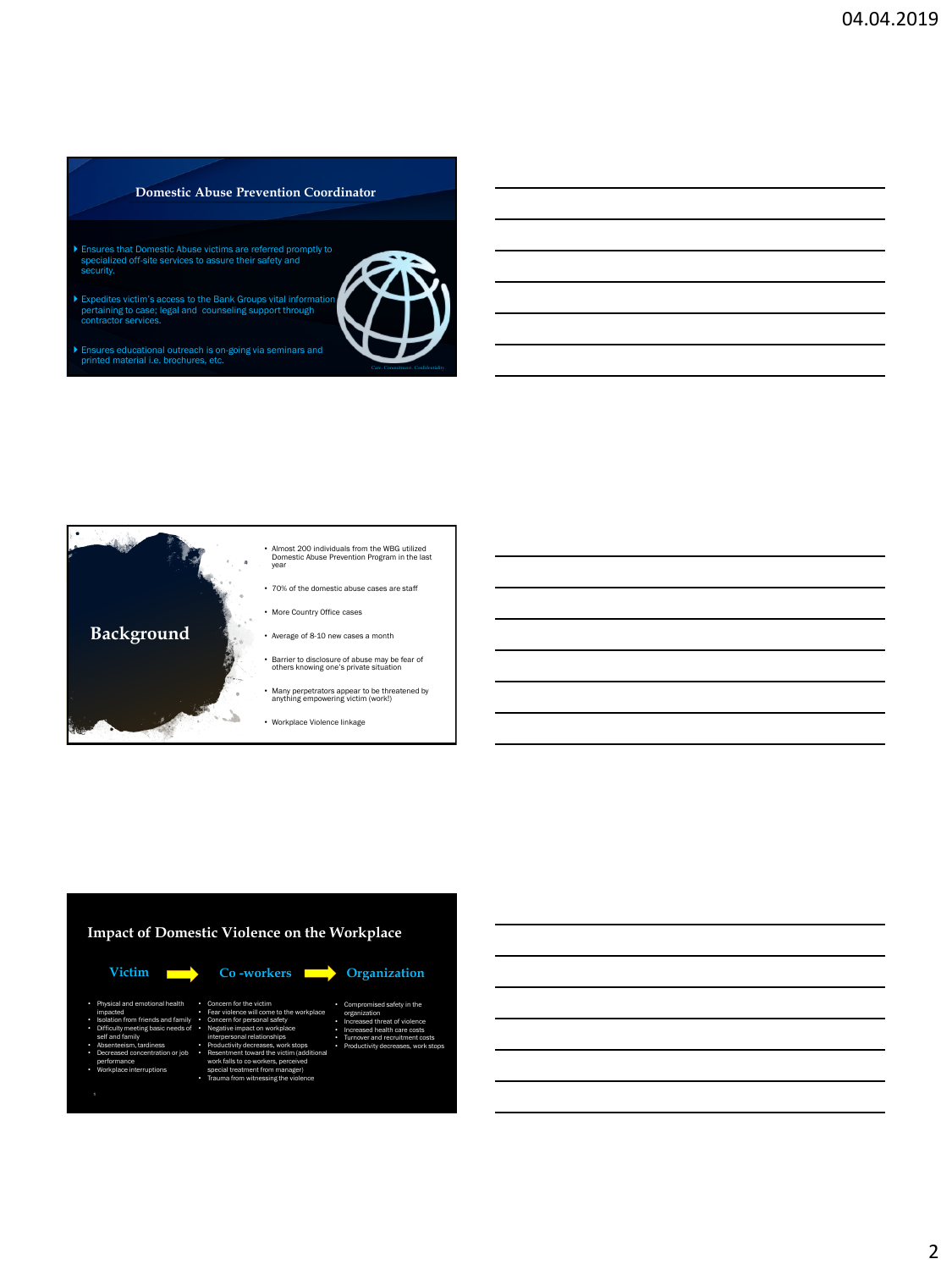## Domestic Abuse Prevention Coordinator

- Ensures that Domestic Abuse victims are referred promptly to specialized off-site services to assure their safety and security.
- Expedites victim's access to the Bank Groups vital information pertaining to case; legal and counseling support through contractor services.
- Ensures educational outreach is on-going via seminars and printed material i.e. brochures, etc.

Care. Commitment. Confidentiality

## Background

- Almost 200 individuals from the WBG utilized Domestic Abuse Prevention Program in the last year
- 70% of the domestic abuse cases are staff
- More Country Office cases
- Average of 8-10 new cases a month
- Barrier to disclosure of abuse may be fear of others knowing one's private situation
- Many perpetrators appear to be threatened by anything empowering victim (work!)
- Workplace Violence linkage

## Impact of Domestic Violence on the Workplace

**Victim ➡ Co -workers ➡ Organization**

**Victim**

- Physical and emotional health impacted
- Isolation from friends and family
- Difficulty meeting basic needs of self and family
- Absenteeism, tardiness
- Decreased concentration or job performance
- Workplace interruptions

**Co -workers**

- Concern for the victim
- Fear violence will come to the workplace
- Concern for personal safety
- Negative impact on workplace interpersonal relationships
- Productivity decreases, work stops
- Resentment toward the victim (additional work falls to co-workers, perceived special treatment from manager)
- Trauma from witnessing the violence

**Organization**

- Compromised safety in the organization
- Increased threat of violence
- Increased health care costs
- Turnover and recruitment costs
- Productivity decreases, work stops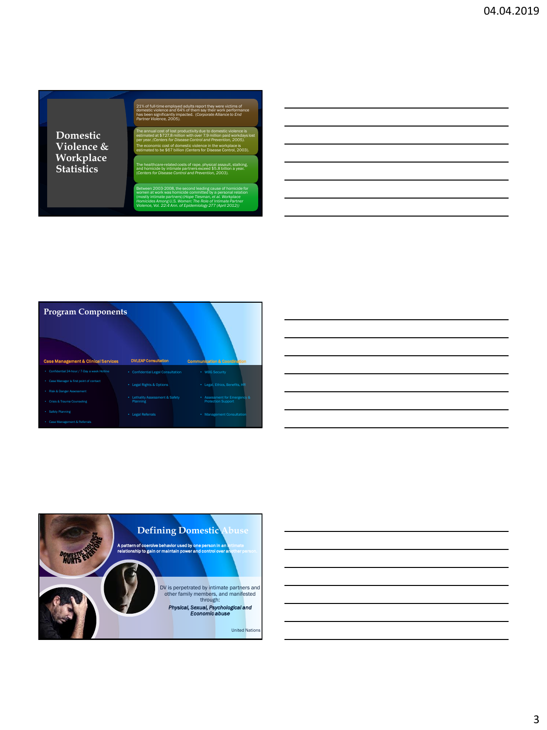## Domestic Violence & Workplace Statistics

21% of full-time employed adults report they were victims of domestic violence and 64% of them say their work performance has been significantly impacted. *(Corporate Alliance to End Partner Violence, 2005).*

The annual cost of lost productivity due to domestic violence is estimated at $727.8 million with over 7.9 million paid workdays lost per year. *(Centers for Disease Control and Prevention, 2005).*

The economic cost of domestic violence in the workplace is estimated to be $67 billion (Centers for Disease Control, 2003).

The healthcare-related costs of rape, physical assault, stalking, and homicide by intimate partners exceed $5.8 billion a year. *(Centers for Disease Control and Prevention, 2003).*

Between 2003-2008, the second leading cause of homicide for women at work was homicide committed by a personal relation (mostly intimate partners) *(Hope Tiesman, et al. Workplace Homicides Among U.S. Women: The Role of Intimate Partner Violence, Vol. 22:4 Ann. of Epidemiology 277 (April 2012))*

## Program Components

**Case Management & Clinical Services**

- Confidential 24-hour / 7-Day a week Hotline
- Case Manager is first point of contact
- Risk & Danger Assessment
- Crisis & Trauma Counseling
- Safety Planning
- Case Management & Referrals

**DVLEAP Consultation**

- Confidential Legal Consultation
- Legal Rights & Options
- Lethality Assessment & Safety Planning
- Legal Referrals

**Communication & Coordination**

- WBG Security
- Legal, Ethics, Benefits, HR
- Assessment for Emergency & Protection Support
- Management Consultation

## Defining Domestic Abuse

**A pattern of coercive behavior used by one person in an intimate relationship to gain or maintain power and control over another person.**

DV is perpetrated by intimate partners and other family members, and manifested through:

***Physical, Sexual, Psychological and Economic abuse***

United Nations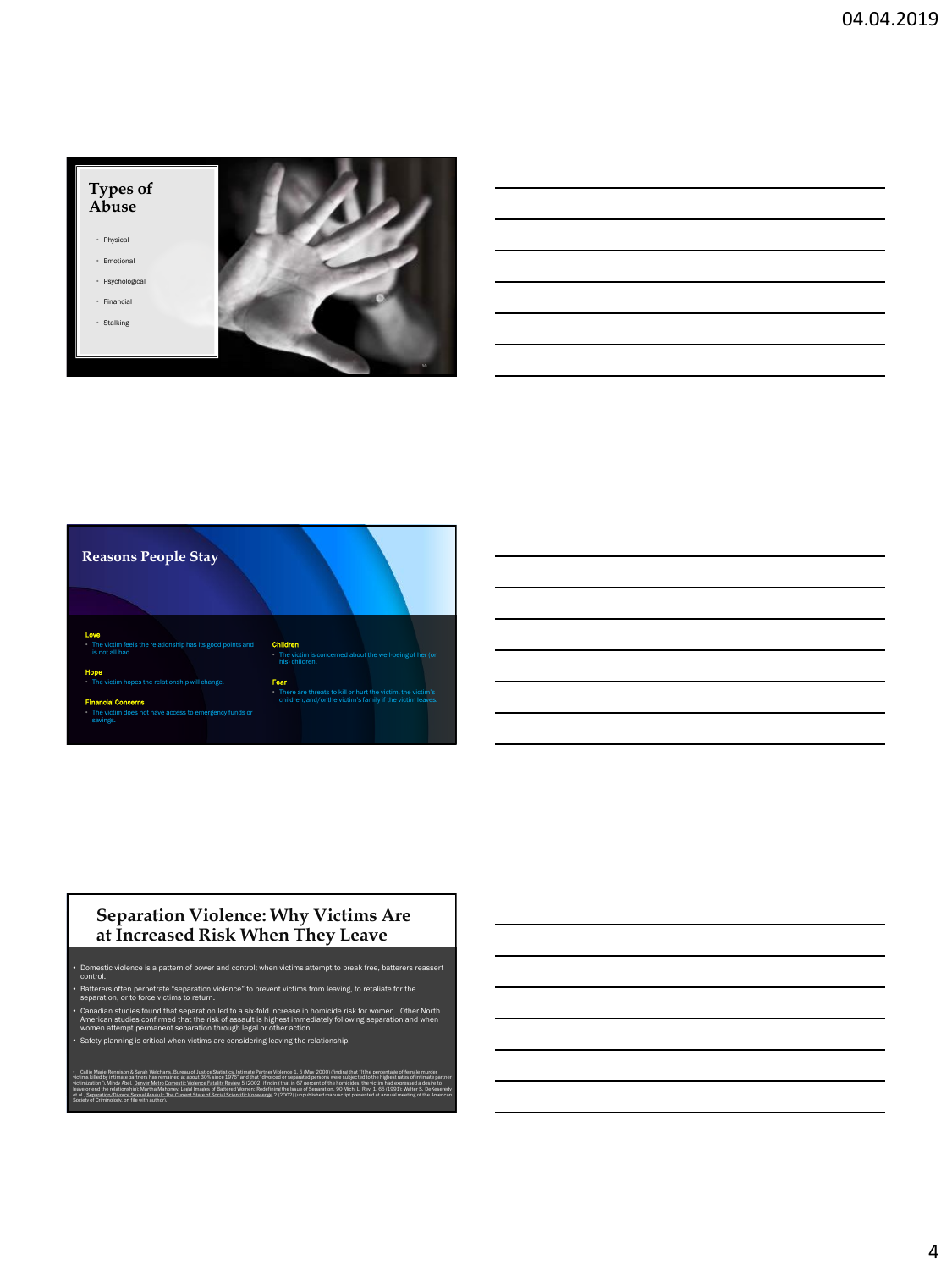## Types of Abuse

- Physical
- Emotional
- Psychological
- Financial
- Stalking

## Reasons People Stay

**Love**
- The victim feels the relationship has its good points and is not all bad.

**Hope**
- The victim hopes the relationship will change.

**Financial Concerns**
- The victim does not have access to emergency funds or savings.

**Children**
- The victim is concerned about the well-being of her (or his) children.

**Fear**
- There are threats to kill or hurt the victim, the victim's children, and/or the victim's family if the victim leaves.

## Separation Violence: Why Victims Are at Increased Risk When They Leave

- Domestic violence is a pattern of power and control; when victims attempt to break free, batterers reassert control.
- Batterers often perpetrate "separation violence" to prevent victims from leaving, to retaliate for the separation, or to force victims to return.
- Canadian studies found that separation led to a six-fold increase in homicide risk for women. Other North American studies confirmed that the risk of assault is highest immediately following separation and when women attempt permanent separation through legal or other action.
- Safety planning is critical when victims are considering leaving the relationship.

- Callie Marie Rennison & Sarah Welchans, Bureau of Justice Statistics, Intimate Partner Violence 1, 5 (May 2000) (finding that "[t]he percentage of female murder victims killed by intimate partners has remained at about 30% since 1976" and that "divorced or separated persons were subjected to the highest rates of intimate partner victimization"); Mindy Abel, Denver Metro Domestic Violence Fatality Review 5 (2002) (finding that in 67 percent of the homicides, the victim had expressed a desire to leave or end the relationship); Martha Mahoney, Legal Images of Battered Women: Redefining the Issue of Separation, 90 Mich. L. Rev. 1, 65 (1991); Walter S. DeKeseredy et al., Separation/Divorce Sexual Assault: The Current State of Social Scientific Knowledge 2 (2002) (unpublished manuscript presented at annual meeting of the American Society of Criminology, on file with author).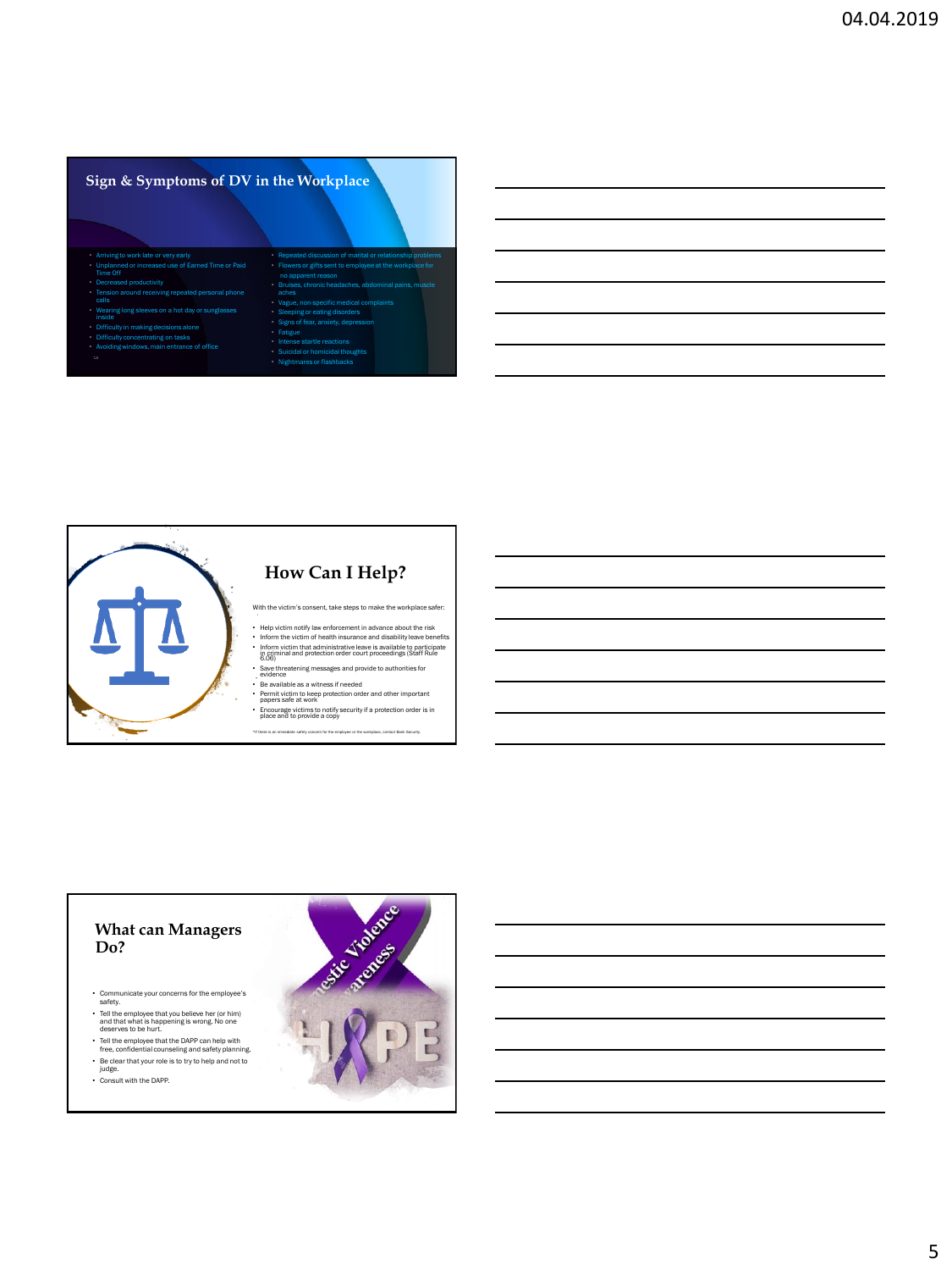## Sign & Symptoms of DV in the Workplace

- Arriving to work late or very early
- Unplanned or increased use of Earned Time or Paid Time Off
- Decreased productivity
- Tension around receiving repeated personal phone calls
- Wearing long sleeves on a hot day or sunglasses inside
- Difficulty in making decisions alone
- Difficulty concentrating on tasks
- Avoiding windows, main entrance of office
- Repeated discussion of marital or relationship problems
- Flowers or gifts sent to employee at the workplace for no apparent reason
- Bruises, chronic headaches, abdominal pains, muscle aches
- Vague, non-specific medical complaints
- Sleeping or eating disorders
- Signs of fear, anxiety, depression
- Fatigue
- Intense startle reactions
- Suicidal or homicidal thoughts
- Nightmares or flashbacks

## How Can I Help?

With the victim's consent, take steps to make the workplace safer:

- Help victim notify law enforcement in advance about the risk
- Inform the victim of health insurance and disability leave benefits
- Inform victim that administrative leave is available to participate in criminal and protection order court proceedings (Staff Rule 6.06)
- Save threatening messages and provide to authorities for evidence
- Be available as a witness if needed
- Permit victim to keep protection order and other important papers safe at work
- Encourage victims to notify security if a protection order is in place and to provide a copy

*If there is an immediate safety concern for the employee or the workplace, contact Bank Security.

## What can Managers Do?

- Communicate your concerns for the employee's safety.
- Tell the employee that you believe her (or him) and that what is happening is wrong. No one deserves to be hurt.
- Tell the employee that the DAPP can help with free, confidential counseling and safety planning.
- Be clear that your role is to try to help and not to judge.
- Consult with the DAPP.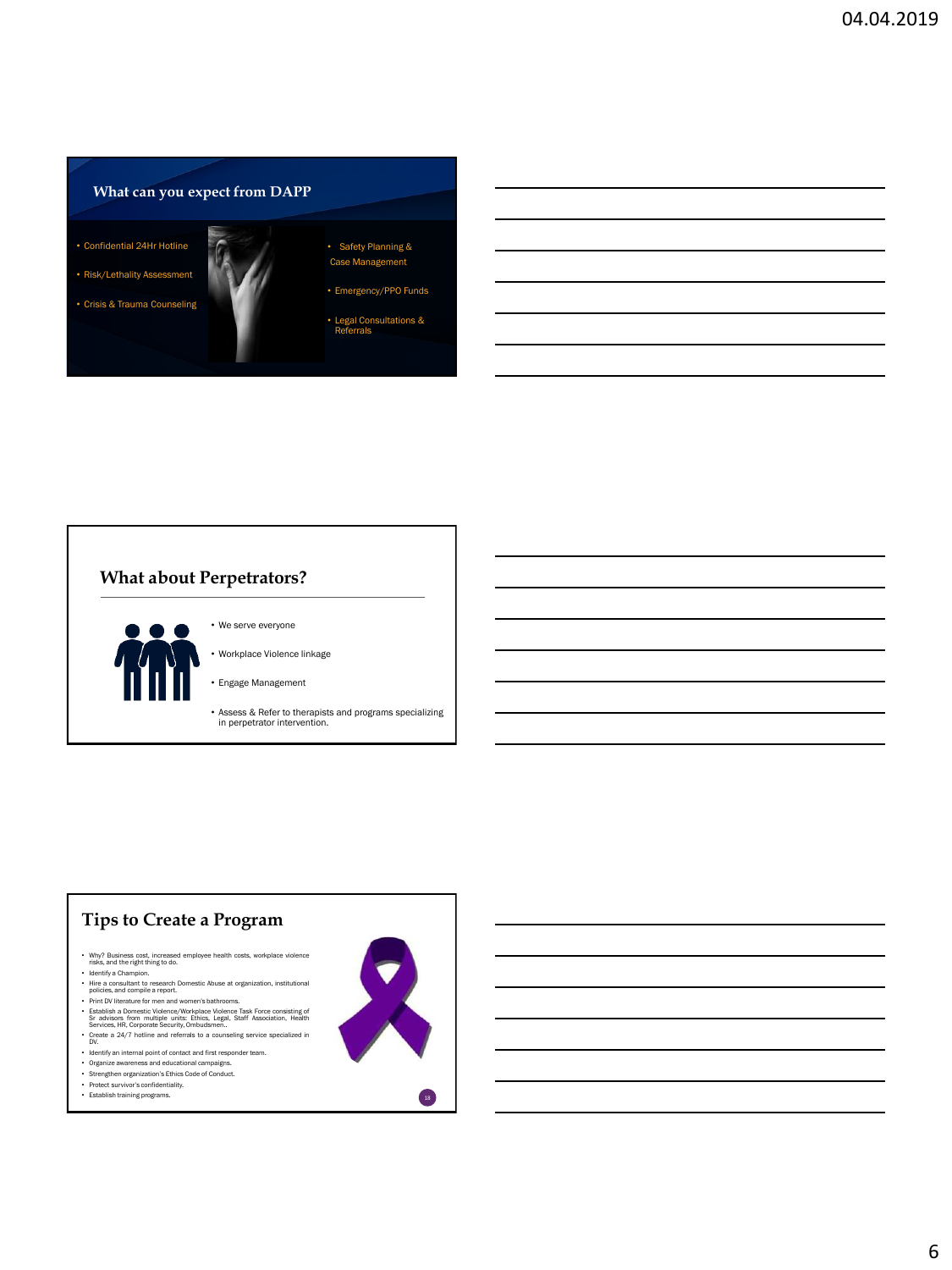## What can you expect from DAPP

- Confidential 24Hr Hotline
- Risk/Lethality Assessment
- Crisis & Trauma Counseling
- Safety Planning & Case Management
- Emergency/PPO Funds
- Legal Consultations & Referrals

## What about Perpetrators?

- We serve everyone
- Workplace Violence linkage
- Engage Management
- Assess & Refer to therapists and programs specializing in perpetrator intervention.

## Tips to Create a Program

- Why? Business cost, increased employee health costs, workplace violence risks, and the right thing to do.
- Identify a Champion.
- Hire a consultant to research Domestic Abuse at organization, institutional policies, and compile a report.
- Print DV literature for men and women's bathrooms.
- Establish a Domestic Violence/Workplace Violence Task Force consisting of Sr advisors from multiple units: Ethics, Legal, Staff Association, Health Services, HR, Corporate Security, Ombudsmen..
- Create a 24/7 hotline and referrals to a counseling service specialized in DV.
- Identify an internal point of contact and first responder team.
- Organize awareness and educational campaigns.
- Strengthen organization's Ethics Code of Conduct.
- Protect survivor's confidentiality.
- Establish training programs.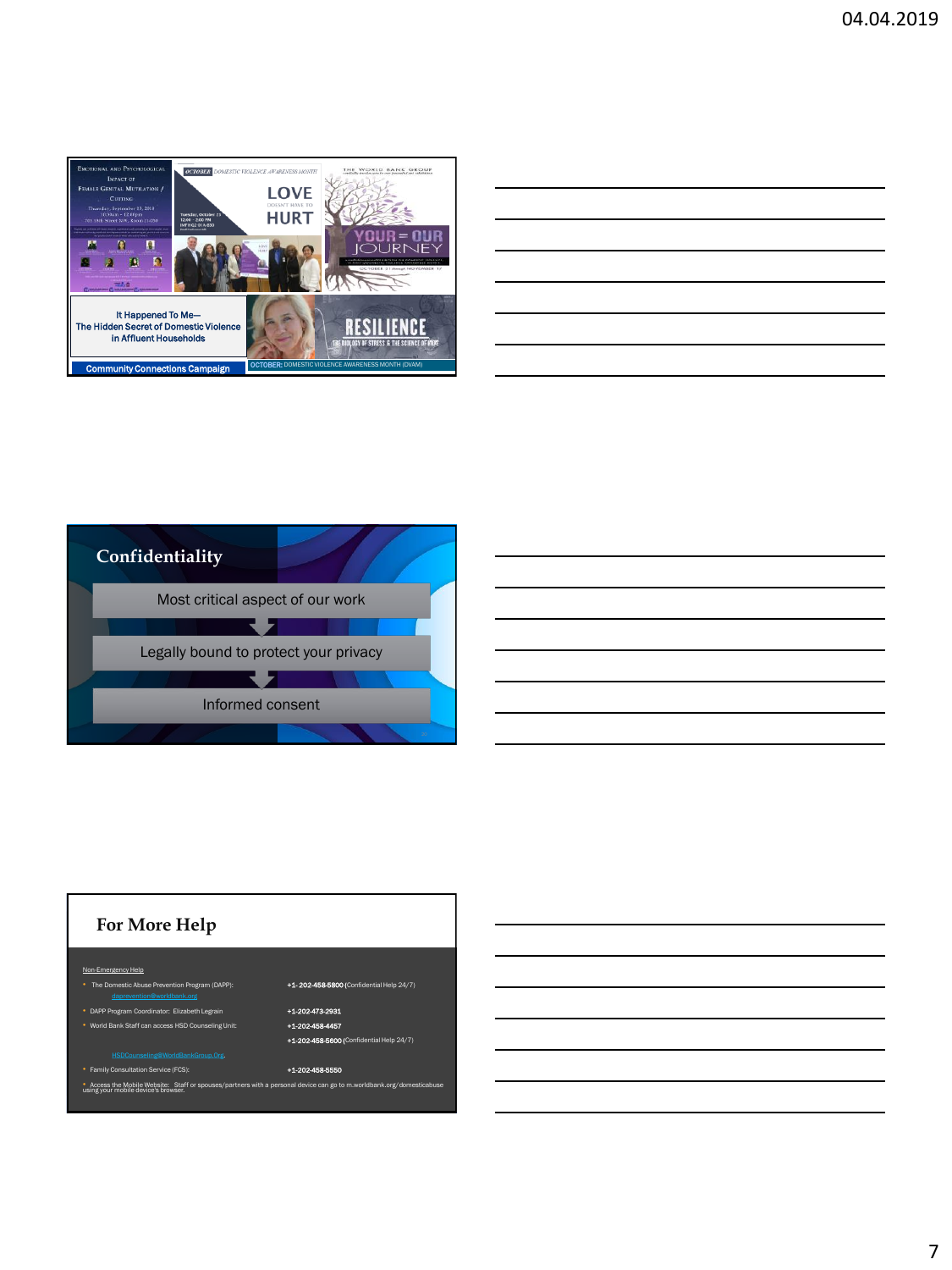It Happened To Me—
The Hidden Secret of Domestic Violence in Affluent Households

Community Connections Campaign

OCTOBER: DOMESTIC VIOLENCE AWARENESS MONTH (DVAM)

## Confidentiality

- Most critical aspect of our work
- Legally bound to protect your privacy
- Informed consent

## For More Help

Non-Emergency Help

- The Domestic Abuse Prevention Program (DAPP): **+1-202-458-5800** (Confidential Help 24/7)
  dapprevention@worldbank.org
- DAPP Program Coordinator: Elizabeth Legrain **+1-202-473-2931**
- World Bank Staff can access HSD Counseling Unit: **+1-202-458-4457**
  **+1-202-458-5600** (Confidential Help 24/7)
  HSDCounseling@WorldBankGroup.Org.
- Family Consultation Service (FCS): **+1-202-458-5550**
- Access the Mobile Website: Staff or spouses/partners with a personal device can go to m.worldbank.org/domesticabuse using your mobile device's browser.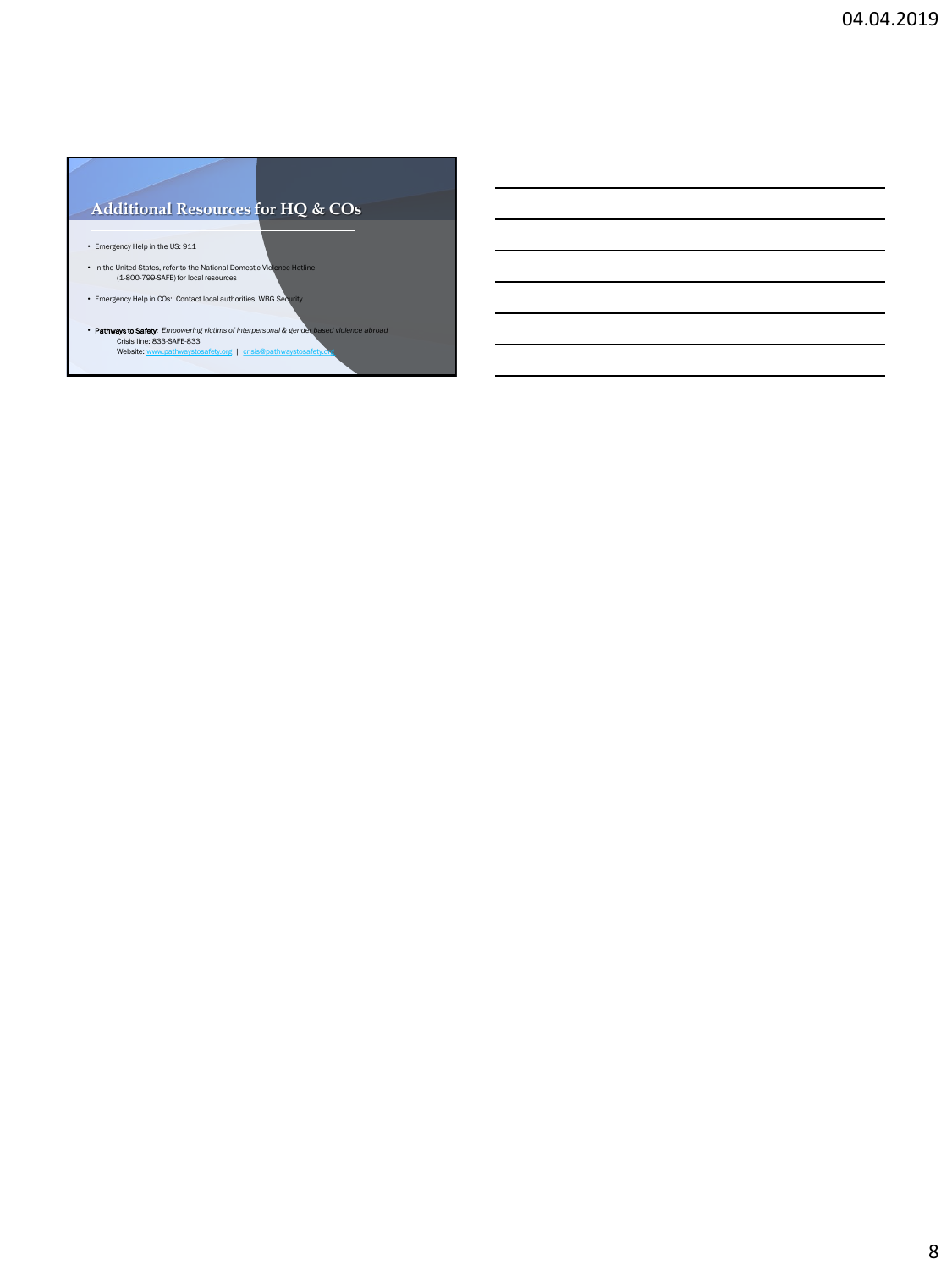## Additional Resources for HQ & COs

- Emergency Help in the US: 911
- In the United States, refer to the National Domestic Violence Hotline (1-800-799-SAFE) for local resources
- Emergency Help in COs: Contact local authorities, WBG Security
- **Pathways to Safety**: *Empowering victims of interpersonal & gender based violence abroad*
  Crisis line: 833-SAFE-833
  Website: www.pathwaystosafety.org | crisis@pathwaystosafety.org